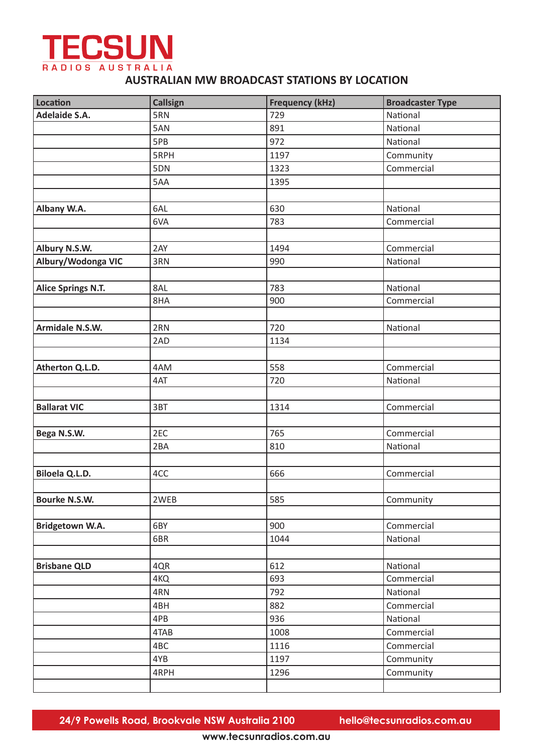# TECSUN

RADIOS AUSTRALIA

## AUSTRALIAN MW BROADCAST STATIONS BY LOCATION

| Location | Callsign | Frequency (kHz) | Broadcaster Type |
|---|---|---|---|
| **Adelaide S.A.** | 5RN | 729 | National |
| | 5AN | 891 | National |
| | 5PB | 972 | National |
| | 5RPH | 1197 | Community |
| | 5DN | 1323 | Commercial |
| | 5AA | 1395 | |
| | | | |
| **Albany W.A.** | 6AL | 630 | National |
| | 6VA | 783 | Commercial |
| | | | |
| **Albury N.S.W.** | 2AY | 1494 | Commercial |
| **Albury/Wodonga VIC** | 3RN | 990 | National |
| | | | |
| **Alice Springs N.T.** | 8AL | 783 | National |
| | 8HA | 900 | Commercial |
| | | | |
| **Armidale N.S.W.** | 2RN | 720 | National |
| | 2AD | 1134 | |
| | | | |
| **Atherton Q.L.D.** | 4AM | 558 | Commercial |
| | 4AT | 720 | National |
| | | | |
| **Ballarat VIC** | 3BT | 1314 | Commercial |
| | | | |
| **Bega N.S.W.** | 2EC | 765 | Commercial |
| | 2BA | 810 | National |
| | | | |
| **Biloela Q.L.D.** | 4CC | 666 | Commercial |
| | | | |
| **Bourke N.S.W.** | 2WEB | 585 | Community |
| | | | |
| **Bridgetown W.A.** | 6BY | 900 | Commercial |
| | 6BR | 1044 | National |
| | | | |
| **Brisbane QLD** | 4QR | 612 | National |
| | 4KQ | 693 | Commercial |
| | 4RN | 792 | National |
| | 4BH | 882 | Commercial |
| | 4PB | 936 | National |
| | 4TAB | 1008 | Commercial |
| | 4BC | 1116 | Commercial |
| | 4YB | 1197 | Community |
| | 4RPH | 1296 | Community |
| | | | |

24/9 Powells Road, Brookvale NSW Australia 2100 hello@tecsunradios.com.au

www.tecsunradios.com.au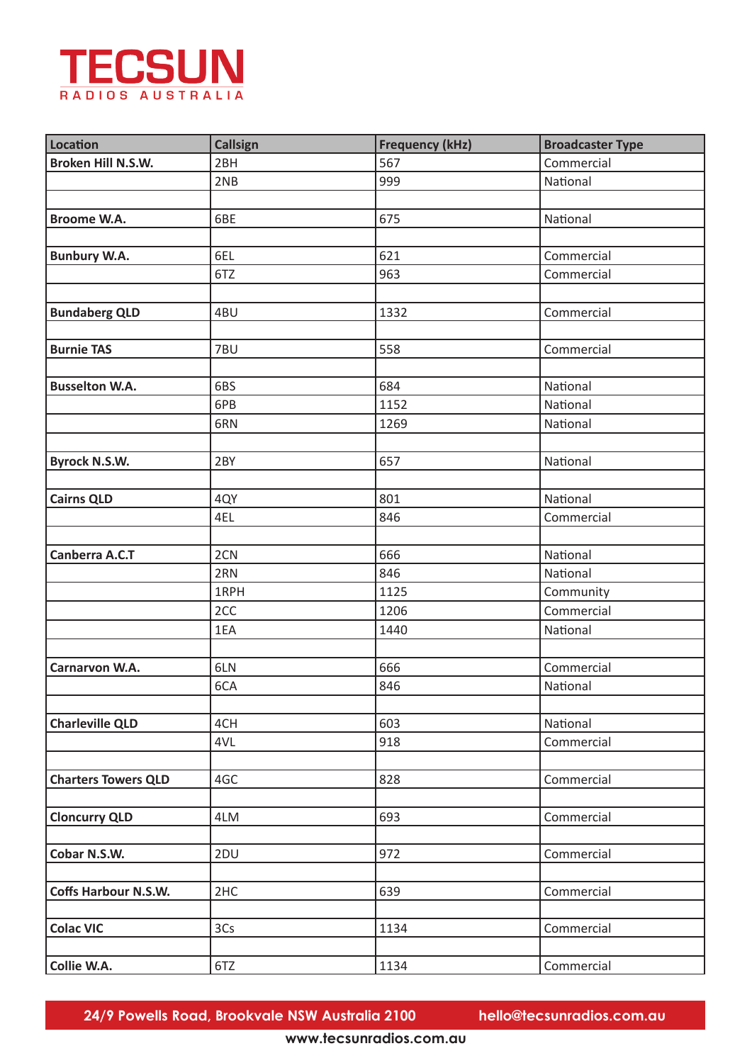**TECSUN**
RADIOS AUSTRALIA

| Location | Callsign | Frequency (kHz) | Broadcaster Type |
|---|---|---|---|
| **Broken Hill N.S.W.** | 2BH | 567 | Commercial |
| | 2NB | 999 | National |
| | | | |
| **Broome W.A.** | 6BE | 675 | National |
| | | | |
| **Bunbury W.A.** | 6EL | 621 | Commercial |
| | 6TZ | 963 | Commercial |
| | | | |
| **Bundaberg QLD** | 4BU | 1332 | Commercial |
| | | | |
| **Burnie TAS** | 7BU | 558 | Commercial |
| | | | |
| **Busselton W.A.** | 6BS | 684 | National |
| | 6PB | 1152 | National |
| | 6RN | 1269 | National |
| | | | |
| **Byrock N.S.W.** | 2BY | 657 | National |
| | | | |
| **Cairns QLD** | 4QY | 801 | National |
| | 4EL | 846 | Commercial |
| | | | |
| **Canberra A.C.T** | 2CN | 666 | National |
| | 2RN | 846 | National |
| | 1RPH | 1125 | Community |
| | 2CC | 1206 | Commercial |
| | 1EA | 1440 | National |
| | | | |
| **Carnarvon W.A.** | 6LN | 666 | Commercial |
| | 6CA | 846 | National |
| | | | |
| **Charleville QLD** | 4CH | 603 | National |
| | 4VL | 918 | Commercial |
| | | | |
| **Charters Towers QLD** | 4GC | 828 | Commercial |
| | | | |
| **Cloncurry QLD** | 4LM | 693 | Commercial |
| | | | |
| **Cobar N.S.W.** | 2DU | 972 | Commercial |
| | | | |
| **Coffs Harbour N.S.W.** | 2HC | 639 | Commercial |
| | | | |
| **Colac VIC** | 3Cs | 1134 | Commercial |
| | | | |
| **Collie W.A.** | 6TZ | 1134 | Commercial |

24/9 Powells Road, Brookvale NSW Australia 2100 hello@tecsunradios.com.au
www.tecsunradios.com.au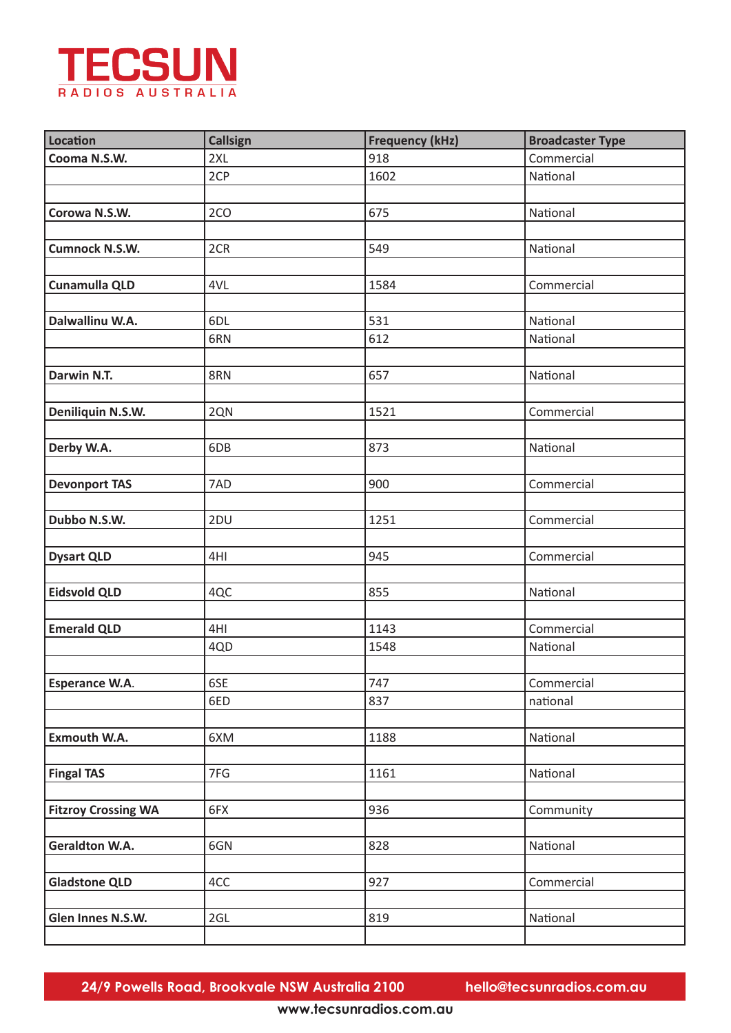| Location | Callsign | Frequency (kHz) | Broadcaster Type |
|---|---|---|---|
| **Cooma N.S.W.** | 2XL | 918 | Commercial |
| | 2CP | 1602 | National |
| | | | |
| **Corowa N.S.W.** | 2CO | 675 | National |
| | | | |
| **Cumnock N.S.W.** | 2CR | 549 | National |
| | | | |
| **Cunamulla QLD** | 4VL | 1584 | Commercial |
| | | | |
| **Dalwallinu W.A.** | 6DL | 531 | National |
| | 6RN | 612 | National |
| | | | |
| **Darwin N.T.** | 8RN | 657 | National |
| | | | |
| **Deniliquin N.S.W.** | 2QN | 1521 | Commercial |
| | | | |
| **Derby W.A.** | 6DB | 873 | National |
| | | | |
| **Devonport TAS** | 7AD | 900 | Commercial |
| | | | |
| **Dubbo N.S.W.** | 2DU | 1251 | Commercial |
| | | | |
| **Dysart QLD** | 4HI | 945 | Commercial |
| | | | |
| **Eidsvold QLD** | 4QC | 855 | National |
| | | | |
| **Emerald QLD** | 4HI | 1143 | Commercial |
| | 4QD | 1548 | National |
| | | | |
| **Esperance W.A.** | 6SE | 747 | Commercial |
| | 6ED | 837 | national |
| | | | |
| **Exmouth W.A.** | 6XM | 1188 | National |
| | | | |
| **Fingal TAS** | 7FG | 1161 | National |
| | | | |
| **Fitzroy Crossing WA** | 6FX | 936 | Community |
| | | | |
| **Geraldton W.A.** | 6GN | 828 | National |
| | | | |
| **Gladstone QLD** | 4CC | 927 | Commercial |
| | | | |
| **Glen Innes N.S.W.** | 2GL | 819 | National |
| | | | |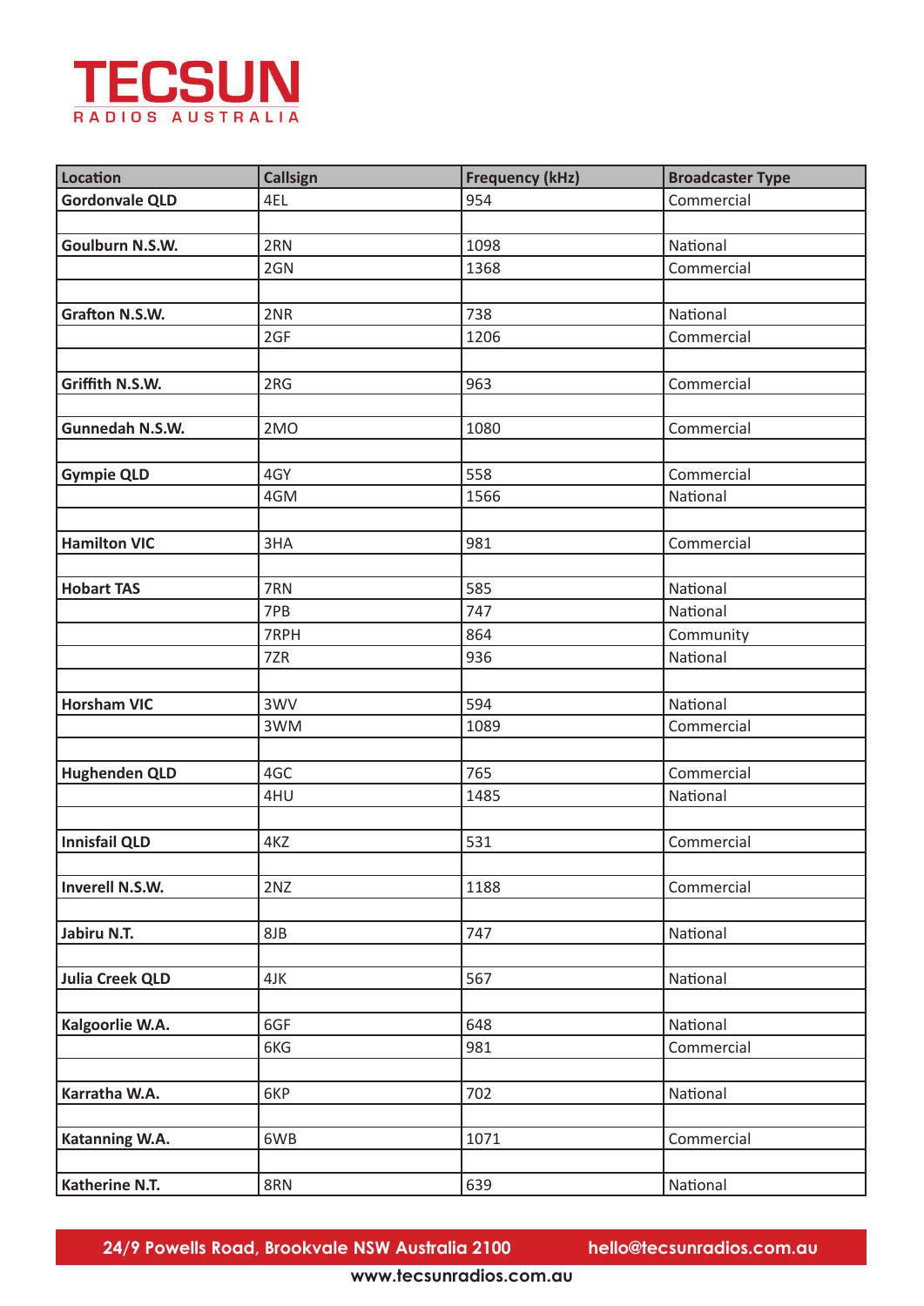**TECSUN**
RADIOS AUSTRALIA

| **Location** | **Callsign** | **Frequency (kHz)** | **Broadcaster Type** |
|---|---|---|---|
| **Gordonvale QLD** | 4EL | 954 | Commercial |
| | | | |
| **Goulburn N.S.W.** | 2RN | 1098 | National |
| | 2GN | 1368 | Commercial |
| | | | |
| **Grafton N.S.W.** | 2NR | 738 | National |
| | 2GF | 1206 | Commercial |
| | | | |
| **Griffith N.S.W.** | 2RG | 963 | Commercial |
| | | | |
| **Gunnedah N.S.W.** | 2MO | 1080 | Commercial |
| | | | |
| **Gympie QLD** | 4GY | 558 | Commercial |
| | 4GM | 1566 | National |
| | | | |
| **Hamilton VIC** | 3HA | 981 | Commercial |
| | | | |
| **Hobart TAS** | 7RN | 585 | National |
| | 7PB | 747 | National |
| | 7RPH | 864 | Community |
| | 7ZR | 936 | National |
| | | | |
| **Horsham VIC** | 3WV | 594 | National |
| | 3WM | 1089 | Commercial |
| | | | |
| **Hughenden QLD** | 4GC | 765 | Commercial |
| | 4HU | 1485 | National |
| | | | |
| **Innisfail QLD** | 4KZ | 531 | Commercial |
| | | | |
| **Inverell N.S.W.** | 2NZ | 1188 | Commercial |
| | | | |
| **Jabiru N.T.** | 8JB | 747 | National |
| | | | |
| **Julia Creek QLD** | 4JK | 567 | National |
| | | | |
| **Kalgoorlie W.A.** | 6GF | 648 | National |
| | 6KG | 981 | Commercial |
| | | | |
| **Karratha W.A.** | 6KP | 702 | National |
| | | | |
| **Katanning W.A.** | 6WB | 1071 | Commercial |
| | | | |
| **Katherine N.T.** | 8RN | 639 | National |

**24/9 Powells Road, Brookvale NSW Australia 2100** **hello@tecsunradios.com.au**

**www.tecsunradios.com.au**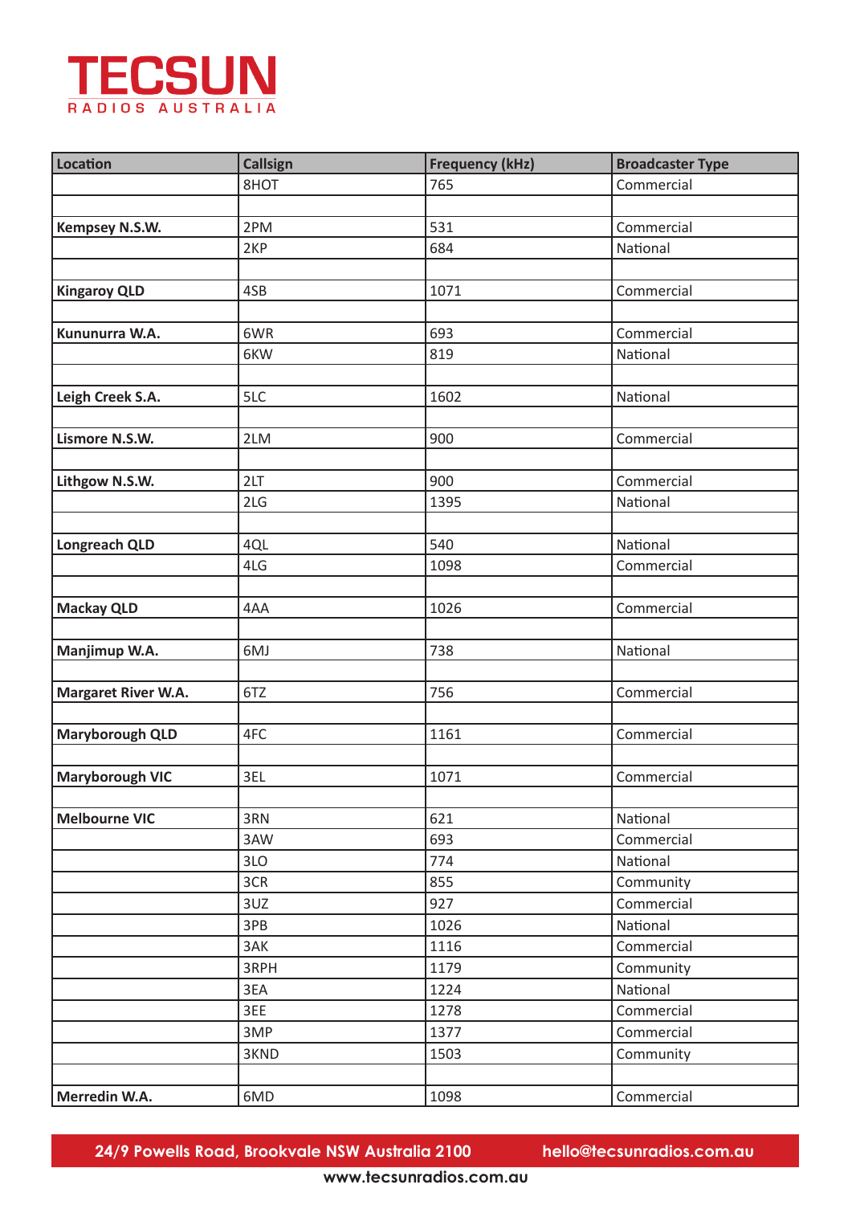| Location | Callsign | Frequency (kHz) | Broadcaster Type |
|---|---|---|---|
| | 8HOT | 765 | Commercial |
| | | | |
| **Kempsey N.S.W.** | 2PM | 531 | Commercial |
| | 2KP | 684 | National |
| | | | |
| **Kingaroy QLD** | 4SB | 1071 | Commercial |
| | | | |
| **Kununurra W.A.** | 6WR | 693 | Commercial |
| | 6KW | 819 | National |
| | | | |
| **Leigh Creek S.A.** | 5LC | 1602 | National |
| | | | |
| **Lismore N.S.W.** | 2LM | 900 | Commercial |
| | | | |
| **Lithgow N.S.W.** | 2LT | 900 | Commercial |
| | 2LG | 1395 | National |
| | | | |
| **Longreach QLD** | 4QL | 540 | National |
| | 4LG | 1098 | Commercial |
| | | | |
| **Mackay QLD** | 4AA | 1026 | Commercial |
| | | | |
| **Manjimup W.A.** | 6MJ | 738 | National |
| | | | |
| **Margaret River W.A.** | 6TZ | 756 | Commercial |
| | | | |
| **Maryborough QLD** | 4FC | 1161 | Commercial |
| | | | |
| **Maryborough VIC** | 3EL | 1071 | Commercial |
| | | | |
| **Melbourne VIC** | 3RN | 621 | National |
| | 3AW | 693 | Commercial |
| | 3LO | 774 | National |
| | 3CR | 855 | Community |
| | 3UZ | 927 | Commercial |
| | 3PB | 1026 | National |
| | 3AK | 1116 | Commercial |
| | 3RPH | 1179 | Community |
| | 3EA | 1224 | National |
| | 3EE | 1278 | Commercial |
| | 3MP | 1377 | Commercial |
| | 3KND | 1503 | Community |
| | | | |
| **Merredin W.A.** | 6MD | 1098 | Commercial |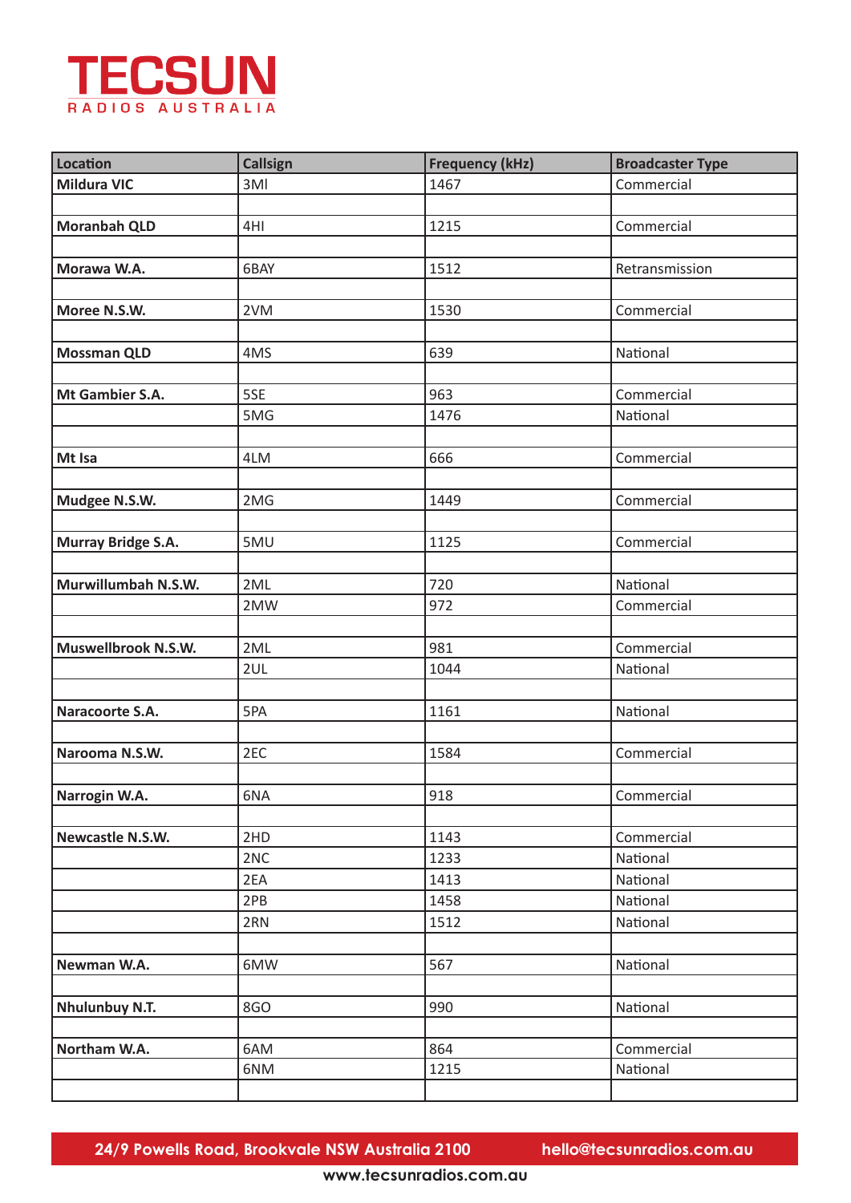# TECSUN
RADIOS AUSTRALIA

| Location | Callsign | Frequency (kHz) | Broadcaster Type |
|---|---|---|---|
| **Mildura VIC** | 3MI | 1467 | Commercial |
| | | | |
| **Moranbah QLD** | 4HI | 1215 | Commercial |
| | | | |
| **Morawa W.A.** | 6BAY | 1512 | Retransmission |
| | | | |
| **Moree N.S.W.** | 2VM | 1530 | Commercial |
| | | | |
| **Mossman QLD** | 4MS | 639 | National |
| | | | |
| **Mt Gambier S.A.** | 5SE | 963 | Commercial |
| | 5MG | 1476 | National |
| | | | |
| **Mt Isa** | 4LM | 666 | Commercial |
| | | | |
| **Mudgee N.S.W.** | 2MG | 1449 | Commercial |
| | | | |
| **Murray Bridge S.A.** | 5MU | 1125 | Commercial |
| | | | |
| **Murwillumbah N.S.W.** | 2ML | 720 | National |
| | 2MW | 972 | Commercial |
| | | | |
| **Muswellbrook N.S.W.** | 2ML | 981 | Commercial |
| | 2UL | 1044 | National |
| | | | |
| **Naracoorte S.A.** | 5PA | 1161 | National |
| | | | |
| **Narooma N.S.W.** | 2EC | 1584 | Commercial |
| | | | |
| **Narrogin W.A.** | 6NA | 918 | Commercial |
| | | | |
| **Newcastle N.S.W.** | 2HD | 1143 | Commercial |
| | 2NC | 1233 | National |
| | 2EA | 1413 | National |
| | 2PB | 1458 | National |
| | 2RN | 1512 | National |
| | | | |
| **Newman W.A.** | 6MW | 567 | National |
| | | | |
| **Nhulunbuy N.T.** | 8GO | 990 | National |
| | | | |
| **Northam W.A.** | 6AM | 864 | Commercial |
| | 6NM | 1215 | National |
| | | | |

**24/9 Powells Road, Brookvale NSW Australia 2100** **hello@tecsunradios.com.au**

**www.tecsunradios.com.au**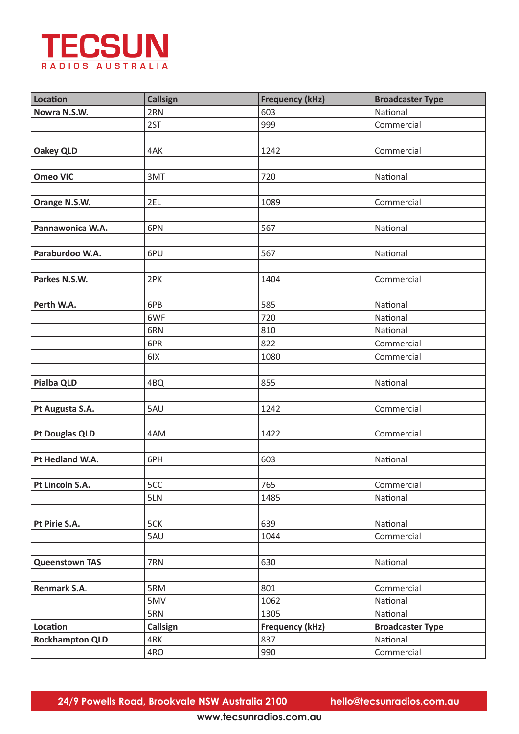| Location | Callsign | Frequency (kHz) | Broadcaster Type |
|---|---|---|---|
| **Nowra N.S.W.** | 2RN | 603 | National |
| | 2ST | 999 | Commercial |
| | | | |
| **Oakey QLD** | 4AK | 1242 | Commercial |
| | | | |
| **Omeo VIC** | 3MT | 720 | National |
| | | | |
| **Orange N.S.W.** | 2EL | 1089 | Commercial |
| | | | |
| **Pannawonica W.A.** | 6PN | 567 | National |
| | | | |
| **Paraburdoo W.A.** | 6PU | 567 | National |
| | | | |
| **Parkes N.S.W.** | 2PK | 1404 | Commercial |
| | | | |
| **Perth W.A.** | 6PB | 585 | National |
| | 6WF | 720 | National |
| | 6RN | 810 | National |
| | 6PR | 822 | Commercial |
| | 6IX | 1080 | Commercial |
| | | | |
| **Pialba QLD** | 4BQ | 855 | National |
| | | | |
| **Pt Augusta S.A.** | 5AU | 1242 | Commercial |
| | | | |
| **Pt Douglas QLD** | 4AM | 1422 | Commercial |
| | | | |
| **Pt Hedland W.A.** | 6PH | 603 | National |
| | | | |
| **Pt Lincoln S.A.** | 5CC | 765 | Commercial |
| | 5LN | 1485 | National |
| | | | |
| **Pt Pirie S.A.** | 5CK | 639 | National |
| | 5AU | 1044 | Commercial |
| | | | |
| **Queenstown TAS** | 7RN | 630 | National |
| | | | |
| **Renmark S.A.** | 5RM | 801 | Commercial |
| | 5MV | 1062 | National |
| | 5RN | 1305 | National |
| **Location** | **Callsign** | **Frequency (kHz)** | **Broadcaster Type** |
| **Rockhampton QLD** | 4RK | 837 | National |
| | 4RO | 990 | Commercial |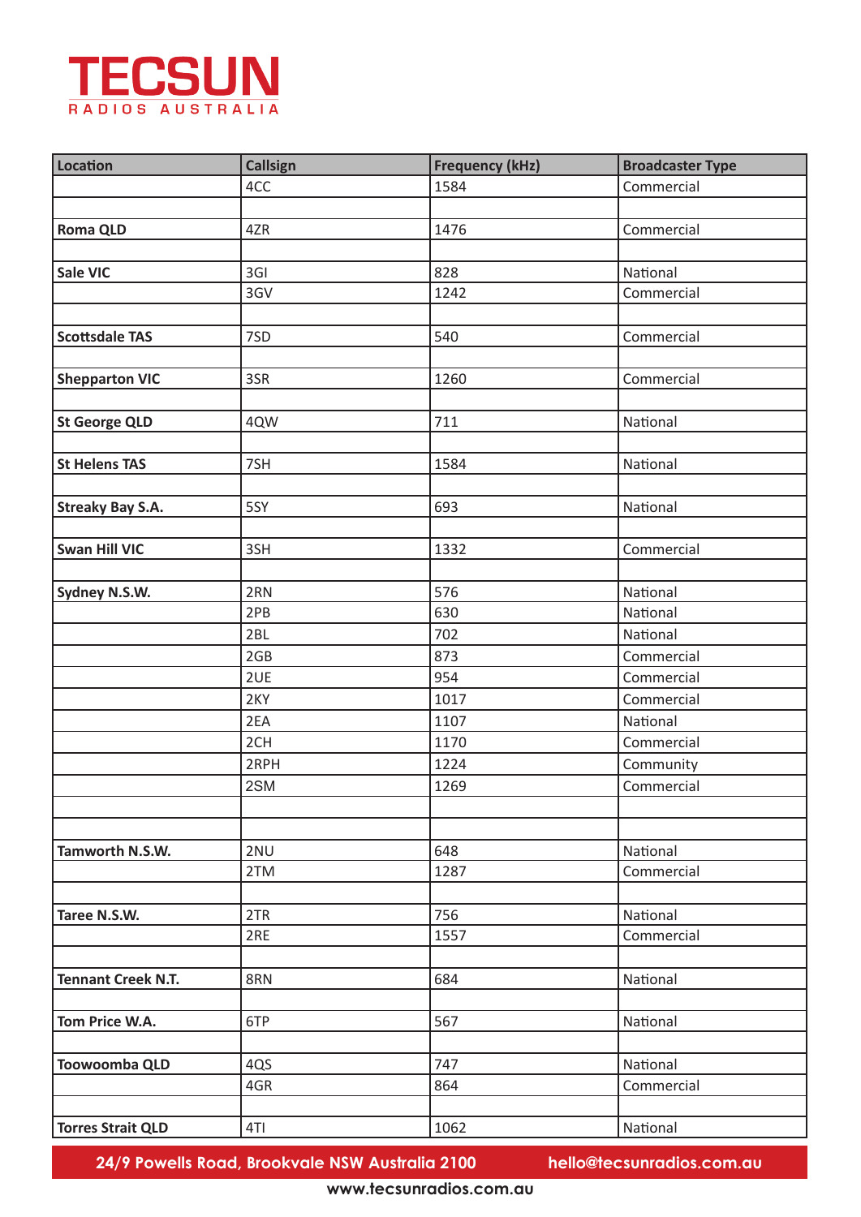# TECSUN

RADIOS AUSTRALIA

| Location | Callsign | Frequency (kHz) | Broadcaster Type |
|---|---|---|---|
| | 4CC | 1584 | Commercial |
| | | | |
| **Roma QLD** | 4ZR | 1476 | Commercial |
| | | | |
| **Sale VIC** | 3GI | 828 | National |
| | 3GV | 1242 | Commercial |
| | | | |
| **Scottsdale TAS** | 7SD | 540 | Commercial |
| | | | |
| **Shepparton VIC** | 3SR | 1260 | Commercial |
| | | | |
| **St George QLD** | 4QW | 711 | National |
| | | | |
| **St Helens TAS** | 7SH | 1584 | National |
| | | | |
| **Streaky Bay S.A.** | 5SY | 693 | National |
| | | | |
| **Swan Hill VIC** | 3SH | 1332 | Commercial |
| | | | |
| **Sydney N.S.W.** | 2RN | 576 | National |
| | 2PB | 630 | National |
| | 2BL | 702 | National |
| | 2GB | 873 | Commercial |
| | 2UE | 954 | Commercial |
| | 2KY | 1017 | Commercial |
| | 2EA | 1107 | National |
| | 2CH | 1170 | Commercial |
| | 2RPH | 1224 | Community |
| | 2SM | 1269 | Commercial |
| | | | |
| | | | |
| **Tamworth N.S.W.** | 2NU | 648 | National |
| | 2TM | 1287 | Commercial |
| | | | |
| **Taree N.S.W.** | 2TR | 756 | National |
| | 2RE | 1557 | Commercial |
| | | | |
| **Tennant Creek N.T.** | 8RN | 684 | National |
| | | | |
| **Tom Price W.A.** | 6TP | 567 | National |
| | | | |
| **Toowoomba QLD** | 4QS | 747 | National |
| | 4GR | 864 | Commercial |
| | | | |
| **Torres Strait QLD** | 4TI | 1062 | National |

24/9 Powells Road, Brookvale NSW Australia 2100 hello@tecsunradios.com.au

www.tecsunradios.com.au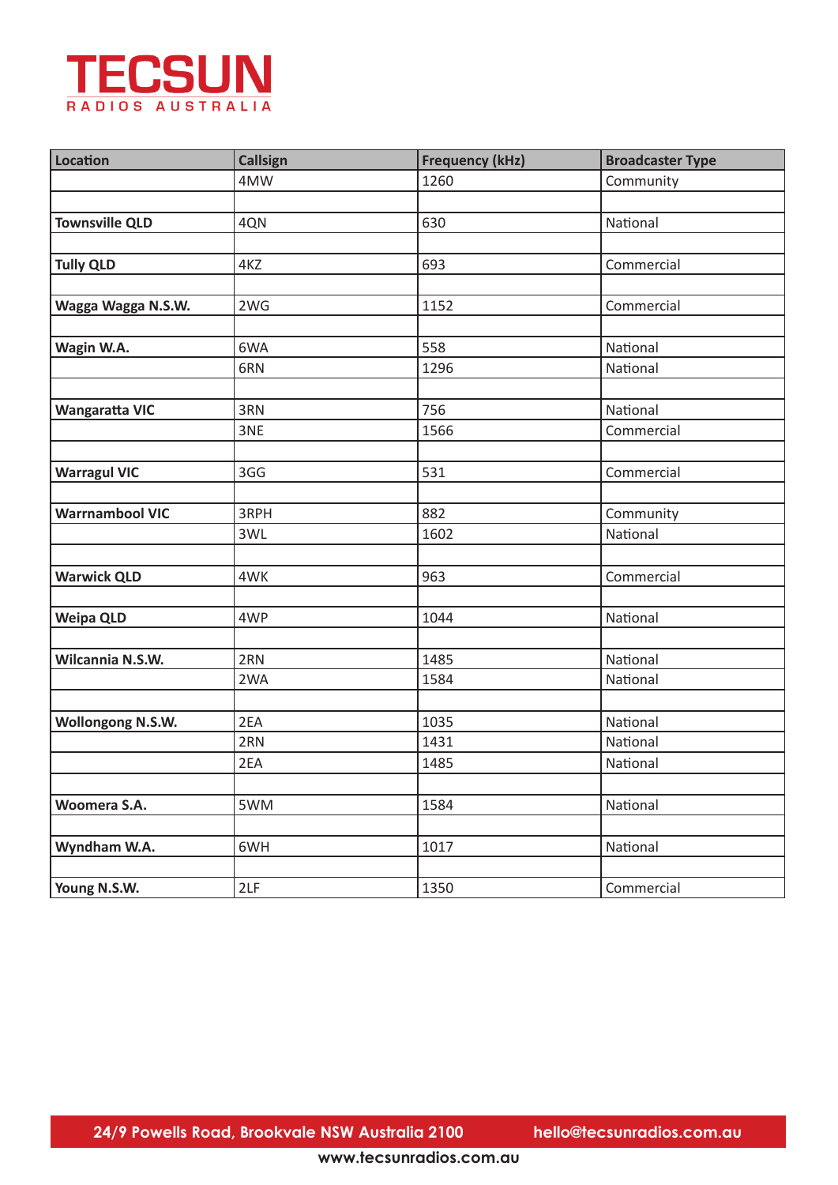# TECSUN
RADIOS AUSTRALIA

| Location | Callsign | Frequency (kHz) | Broadcaster Type |
|---|---|---|---|
| | 4MW | 1260 | Community |
| | | | |
| **Townsville QLD** | 4QN | 630 | National |
| | | | |
| **Tully QLD** | 4KZ | 693 | Commercial |
| | | | |
| **Wagga Wagga N.S.W.** | 2WG | 1152 | Commercial |
| | | | |
| **Wagin W.A.** | 6WA | 558 | National |
| | 6RN | 1296 | National |
| | | | |
| **Wangaratta VIC** | 3RN | 756 | National |
| | 3NE | 1566 | Commercial |
| | | | |
| **Warragul VIC** | 3GG | 531 | Commercial |
| | | | |
| **Warrnambool VIC** | 3RPH | 882 | Community |
| | 3WL | 1602 | National |
| | | | |
| **Warwick QLD** | 4WK | 963 | Commercial |
| | | | |
| **Weipa QLD** | 4WP | 1044 | National |
| | | | |
| **Wilcannia N.S.W.** | 2RN | 1485 | National |
| | 2WA | 1584 | National |
| | | | |
| **Wollongong N.S.W.** | 2EA | 1035 | National |
| | 2RN | 1431 | National |
| | 2EA | 1485 | National |
| | | | |
| **Woomera S.A.** | 5WM | 1584 | National |
| | | | |
| **Wyndham W.A.** | 6WH | 1017 | National |
| | | | |
| **Young N.S.W.** | 2LF | 1350 | Commercial |

**24/9 Powells Road, Brookvale NSW Australia 2100** **hello@tecsunradios.com.au**

**www.tecsunradios.com.au**